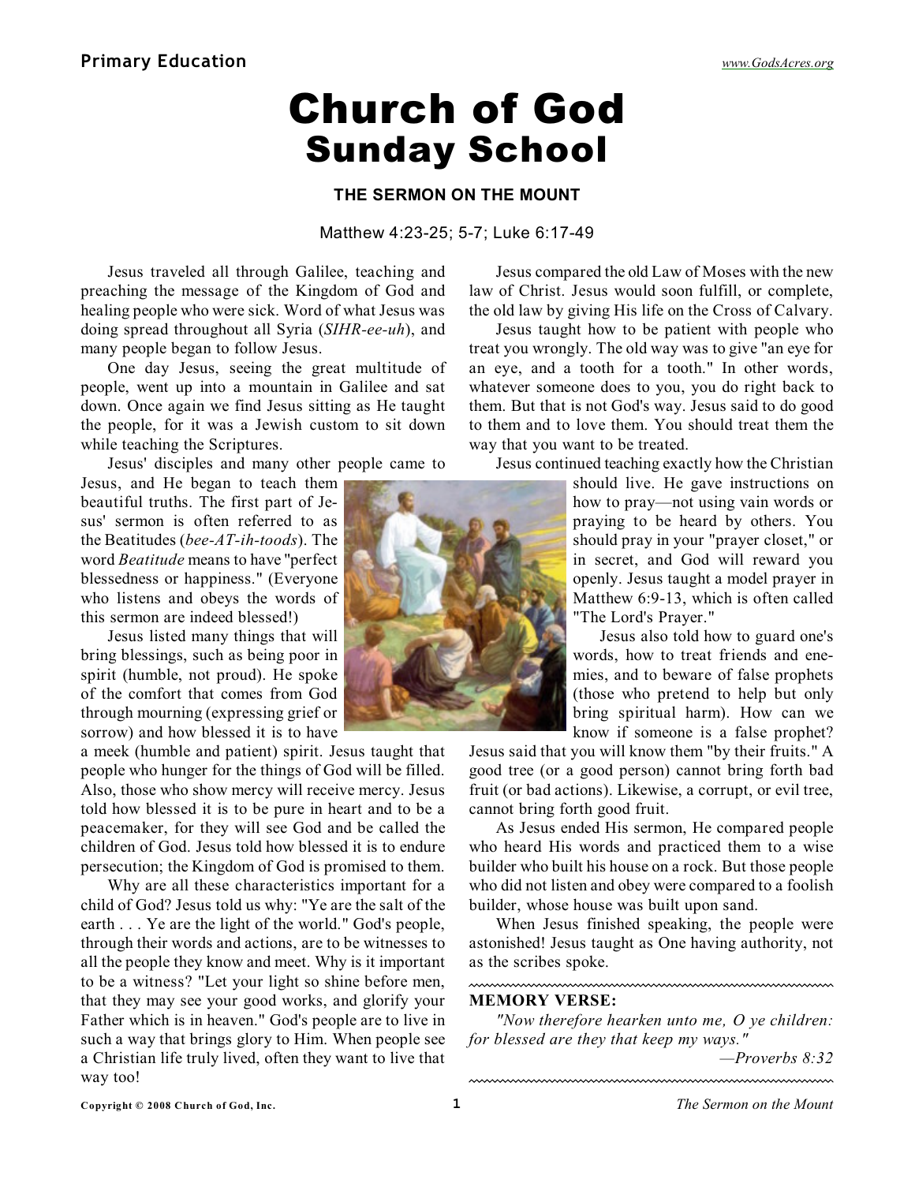# Church of God
## Sunday School

### THE SERMON ON THE MOUNT

Matthew 4:23-25; 5-7; Luke 6:17-49

Jesus traveled all through Galilee, teaching and preaching the message of the Kingdom of God and healing people who were sick. Word of what Jesus was doing spread throughout all Syria (*SIHR-ee-uh*), and many people began to follow Jesus.

One day Jesus, seeing the great multitude of people, went up into a mountain in Galilee and sat down. Once again we find Jesus sitting as He taught the people, for it was a Jewish custom to sit down while teaching the Scriptures.

Jesus' disciples and many other people came to Jesus, and He began to teach them beautiful truths. The first part of Jesus' sermon is often referred to as the Beatitudes (*bee-AT-ih-toods*). The word *Beatitude* means to have "perfect blessedness or happiness." (Everyone who listens and obeys the words of this sermon are indeed blessed!)

Jesus listed many things that will bring blessings, such as being poor in spirit (humble, not proud). He spoke of the comfort that comes from God through mourning (expressing grief or sorrow) and how blessed it is to have a meek (humble and patient) spirit. Jesus taught that people who hunger for the things of God will be filled. Also, those who show mercy will receive mercy. Jesus told how blessed it is to be pure in heart and to be a peacemaker, for they will see God and be called the children of God. Jesus told how blessed it is to endure persecution; the Kingdom of God is promised to them.

Why are all these characteristics important for a child of God? Jesus told us why: "Ye are the salt of the earth . . . Ye are the light of the world." God's people, through their words and actions, are to be witnesses to all the people they know and meet. Why is it important to be a witness? "Let your light so shine before men, that they may see your good works, and glorify your Father which is in heaven." God's people are to live in such a way that brings glory to Him. When people see a Christian life truly lived, often they want to live that way too!

Jesus compared the old Law of Moses with the new law of Christ. Jesus would soon fulfill, or complete, the old law by giving His life on the Cross of Calvary.

Jesus taught how to be patient with people who treat you wrongly. The old way was to give "an eye for an eye, and a tooth for a tooth." In other words, whatever someone does to you, you do right back to them. But that is not God's way. Jesus said to do good to them and to love them. You should treat them the way that you want to be treated.

Jesus continued teaching exactly how the Christian should live. He gave instructions on how to pray—not using vain words or praying to be heard by others. You should pray in your "prayer closet," or in secret, and God will reward you openly. Jesus taught a model prayer in Matthew 6:9-13, which is often called "The Lord's Prayer."

Jesus also told how to guard one's words, how to treat friends and enemies, and to beware of false prophets (those who pretend to help but only bring spiritual harm). How can we know if someone is a false prophet? Jesus said that you will know them "by their fruits." A good tree (or a good person) cannot bring forth bad fruit (or bad actions). Likewise, a corrupt, or evil tree, cannot bring forth good fruit.

As Jesus ended His sermon, He compared people who heard His words and practiced them to a wise builder who built his house on a rock. But those people who did not listen and obey were compared to a foolish builder, whose house was built upon sand.

When Jesus finished speaking, the people were astonished! Jesus taught as One having authority, not as the scribes spoke.

**MEMORY VERSE:**

*"Now therefore hearken unto me, O ye children: for blessed are they that keep my ways."*

*—Proverbs 8:32*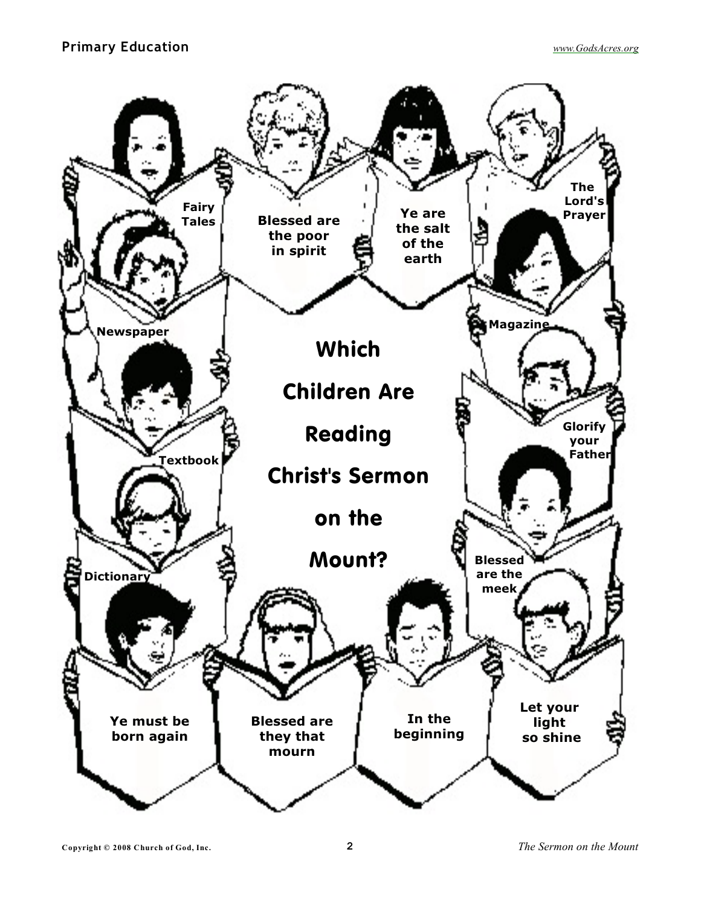# Which Children Are Reading Christ's Sermon on the Mount?

Fairy Tales

Blessed are the poor in spirit

Ye are the salt of the earth

The Lord's Prayer

Newspaper

Magazine

Textbook

Glorify your Father

Dictionary

Blessed are the meek

Ye must be born again

Blessed are they that mourn

In the beginning

Let your light so shine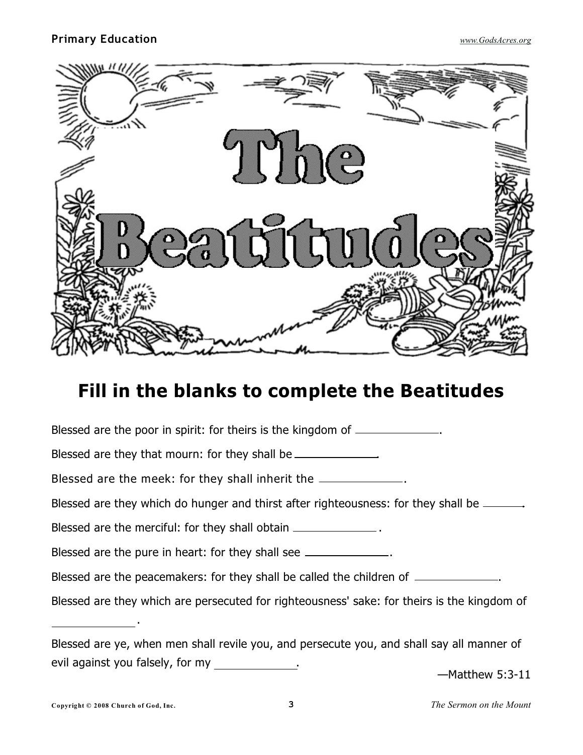# The Beatitudes

## Fill in the blanks to complete the Beatitudes

Blessed are the poor in spirit: for theirs is the kingdom of ____________.

Blessed are they that mourn: for they shall be ____________.

Blessed are the meek: for they shall inherit the ____________.

Blessed are they which do hunger and thirst after righteousness: for they shall be ______.

Blessed are the merciful: for they shall obtain ____________.

Blessed are the pure in heart: for they shall see ____________.

Blessed are the peacemakers: for they shall be called the children of ____________.

Blessed are they which are persecuted for righteousness' sake: for theirs is the kingdom of ____________.

Blessed are ye, when men shall revile you, and persecute you, and shall say all manner of evil against you falsely, for my ____________.

—Matthew 5:3-11

Copyright © 2008 Church of God, Inc.